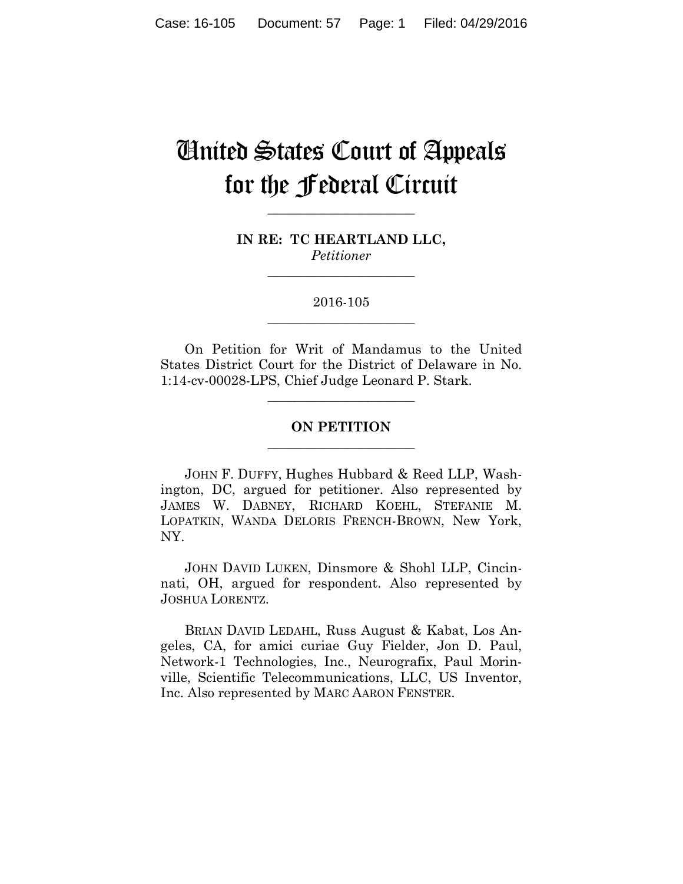# United States Court of Appeals for the Federal Circuit

______________________

**IN RE: TC HEARTLAND LLC,**
*Petitioner*

______________________

2016-105

______________________

On Petition for Writ of Mandamus to the United States District Court for the District of Delaware in No. 1:14-cv-00028-LPS, Chief Judge Leonard P. Stark.

______________________

**ON PETITION**

______________________

JOHN F. DUFFY, Hughes Hubbard & Reed LLP, Washington, DC, argued for petitioner. Also represented by JAMES W. DABNEY, RICHARD KOEHL, STEFANIE M. LOPATKIN, WANDA DELORIS FRENCH-BROWN, New York, NY.

JOHN DAVID LUKEN, Dinsmore & Shohl LLP, Cincinnati, OH, argued for respondent. Also represented by JOSHUA LORENTZ.

BRIAN DAVID LEDAHL, Russ August & Kabat, Los Angeles, CA, for amici curiae Guy Fielder, Jon D. Paul, Network-1 Technologies, Inc., Neurografix, Paul Morinville, Scientific Telecommunications, LLC, US Inventor, Inc. Also represented by MARC AARON FENSTER.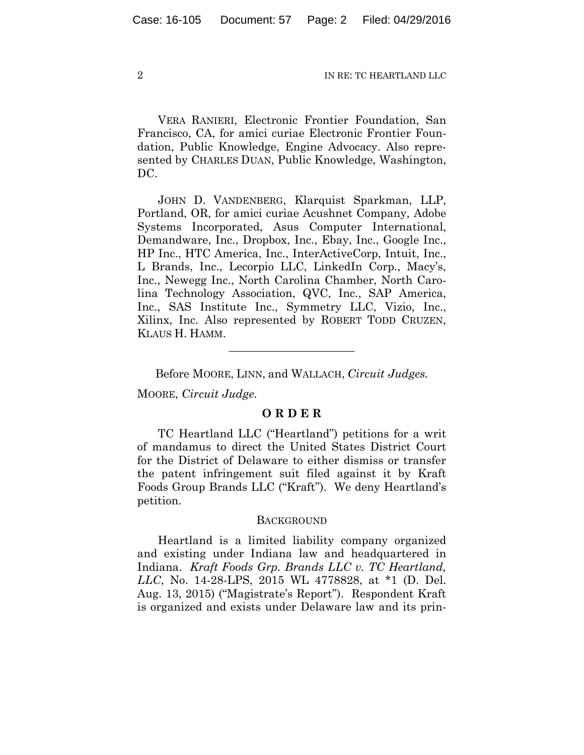VERA RANIERI, Electronic Frontier Foundation, San Francisco, CA, for amici curiae Electronic Frontier Foundation, Public Knowledge, Engine Advocacy. Also represented by CHARLES DUAN, Public Knowledge, Washington, DC.

JOHN D. VANDENBERG, Klarquist Sparkman, LLP, Portland, OR, for amici curiae Acushnet Company, Adobe Systems Incorporated, Asus Computer International, Demandware, Inc., Dropbox, Inc., Ebay, Inc., Google Inc., HP Inc., HTC America, Inc., InterActiveCorp, Intuit, Inc., L Brands, Inc., Lecorpio LLC, LinkedIn Corp., Macy's, Inc., Newegg Inc., North Carolina Chamber, North Carolina Technology Association, QVC, Inc., SAP America, Inc., SAS Institute Inc., Symmetry LLC, Vizio, Inc., Xilinx, Inc. Also represented by ROBERT TODD CRUZEN, KLAUS H. HAMM.

---

Before MOORE, LINN, and WALLACH, *Circuit Judges.*

MOORE, *Circuit Judge.*

**O R D E R**

TC Heartland LLC ("Heartland") petitions for a writ of mandamus to direct the United States District Court for the District of Delaware to either dismiss or transfer the patent infringement suit filed against it by Kraft Foods Group Brands LLC ("Kraft"). We deny Heartland's petition.

BACKGROUND

Heartland is a limited liability company organized and existing under Indiana law and headquartered in Indiana. *Kraft Foods Grp. Brands LLC v. TC Heartland, LLC*, No. 14-28-LPS, 2015 WL 4778828, at *1 (D. Del. Aug. 13, 2015) ("Magistrate's Report"). Respondent Kraft is organized and exists under Delaware law and its prin-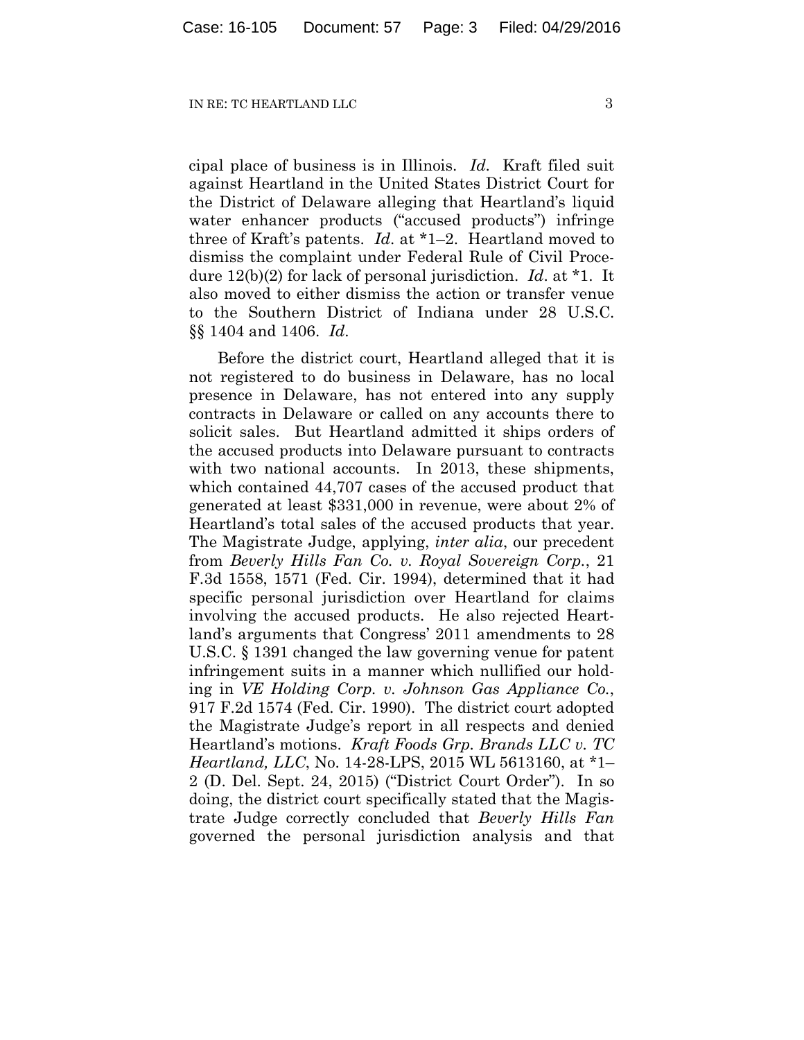cipal place of business is in Illinois. *Id.* Kraft filed suit against Heartland in the United States District Court for the District of Delaware alleging that Heartland's liquid water enhancer products ("accused products") infringe three of Kraft's patents. *Id.* at *1–2. Heartland moved to dismiss the complaint under Federal Rule of Civil Procedure 12(b)(2) for lack of personal jurisdiction. *Id.* at *1. It also moved to either dismiss the action or transfer venue to the Southern District of Indiana under 28 U.S.C. §§ 1404 and 1406. *Id.*

Before the district court, Heartland alleged that it is not registered to do business in Delaware, has no local presence in Delaware, has not entered into any supply contracts in Delaware or called on any accounts there to solicit sales. But Heartland admitted it ships orders of the accused products into Delaware pursuant to contracts with two national accounts. In 2013, these shipments, which contained 44,707 cases of the accused product that generated at least $331,000 in revenue, were about 2% of Heartland's total sales of the accused products that year. The Magistrate Judge, applying, *inter alia*, our precedent from *Beverly Hills Fan Co. v. Royal Sovereign Corp.*, 21 F.3d 1558, 1571 (Fed. Cir. 1994), determined that it had specific personal jurisdiction over Heartland for claims involving the accused products. He also rejected Heartland's arguments that Congress' 2011 amendments to 28 U.S.C. § 1391 changed the law governing venue for patent infringement suits in a manner which nullified our holding in *VE Holding Corp. v. Johnson Gas Appliance Co.*, 917 F.2d 1574 (Fed. Cir. 1990). The district court adopted the Magistrate Judge's report in all respects and denied Heartland's motions. *Kraft Foods Grp. Brands LLC v. TC Heartland, LLC*, No. 14-28-LPS, 2015 WL 5613160, at *1–2 (D. Del. Sept. 24, 2015) ("District Court Order"). In so doing, the district court specifically stated that the Magistrate Judge correctly concluded that *Beverly Hills Fan* governed the personal jurisdiction analysis and that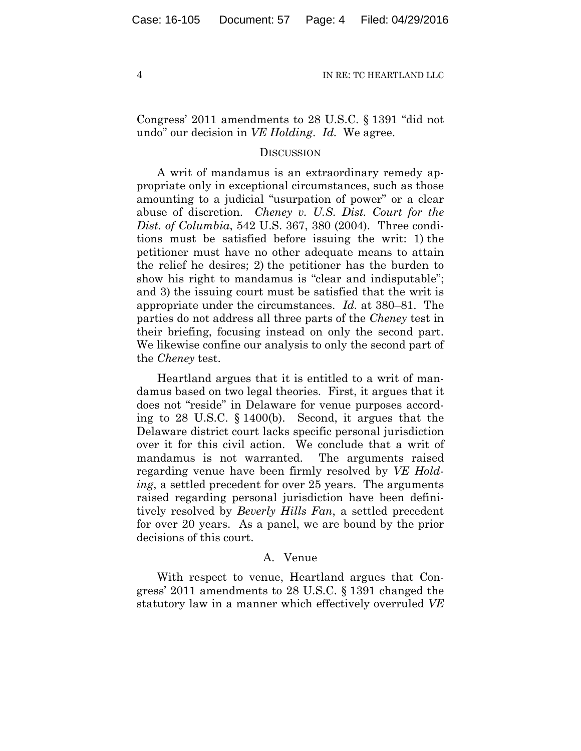Congress' 2011 amendments to 28 U.S.C. § 1391 "did not undo" our decision in *VE Holding*. *Id.* We agree.

## DISCUSSION

A writ of mandamus is an extraordinary remedy appropriate only in exceptional circumstances, such as those amounting to a judicial "usurpation of power" or a clear abuse of discretion. *Cheney v. U.S. Dist. Court for the Dist. of Columbia*, 542 U.S. 367, 380 (2004). Three conditions must be satisfied before issuing the writ: 1) the petitioner must have no other adequate means to attain the relief he desires; 2) the petitioner has the burden to show his right to mandamus is "clear and indisputable"; and 3) the issuing court must be satisfied that the writ is appropriate under the circumstances. *Id.* at 380–81. The parties do not address all three parts of the *Cheney* test in their briefing, focusing instead on only the second part. We likewise confine our analysis to only the second part of the *Cheney* test.

Heartland argues that it is entitled to a writ of mandamus based on two legal theories. First, it argues that it does not "reside" in Delaware for venue purposes according to 28 U.S.C. § 1400(b). Second, it argues that the Delaware district court lacks specific personal jurisdiction over it for this civil action. We conclude that a writ of mandamus is not warranted. The arguments raised regarding venue have been firmly resolved by *VE Holding*, a settled precedent for over 25 years. The arguments raised regarding personal jurisdiction have been definitively resolved by *Beverly Hills Fan*, a settled precedent for over 20 years. As a panel, we are bound by the prior decisions of this court.

### A. Venue

With respect to venue, Heartland argues that Congress' 2011 amendments to 28 U.S.C. § 1391 changed the statutory law in a manner which effectively overruled *VE*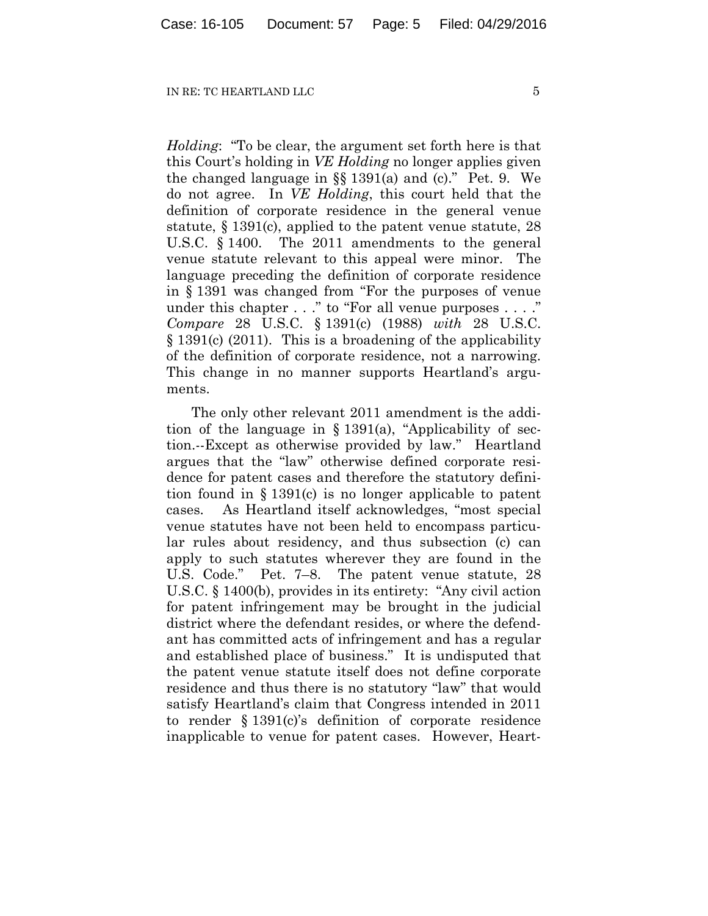*Holding*: "To be clear, the argument set forth here is that this Court's holding in *VE Holding* no longer applies given the changed language in §§ 1391(a) and (c)." Pet. 9. We do not agree. In *VE Holding*, this court held that the definition of corporate residence in the general venue statute, § 1391(c), applied to the patent venue statute, 28 U.S.C. § 1400. The 2011 amendments to the general venue statute relevant to this appeal were minor. The language preceding the definition of corporate residence in § 1391 was changed from "For the purposes of venue under this chapter . . ." to "For all venue purposes . . . ." *Compare* 28 U.S.C. § 1391(c) (1988) *with* 28 U.S.C. § 1391(c) (2011). This is a broadening of the applicability of the definition of corporate residence, not a narrowing. This change in no manner supports Heartland's arguments.

The only other relevant 2011 amendment is the addition of the language in § 1391(a), "Applicability of section.--Except as otherwise provided by law." Heartland argues that the "law" otherwise defined corporate residence for patent cases and therefore the statutory definition found in § 1391(c) is no longer applicable to patent cases. As Heartland itself acknowledges, "most special venue statutes have not been held to encompass particular rules about residency, and thus subsection (c) can apply to such statutes wherever they are found in the U.S. Code." Pet. 7–8. The patent venue statute, 28 U.S.C. § 1400(b), provides in its entirety: "Any civil action for patent infringement may be brought in the judicial district where the defendant resides, or where the defendant has committed acts of infringement and has a regular and established place of business." It is undisputed that the patent venue statute itself does not define corporate residence and thus there is no statutory "law" that would satisfy Heartland's claim that Congress intended in 2011 to render § 1391(c)'s definition of corporate residence inapplicable to venue for patent cases. However, Heart-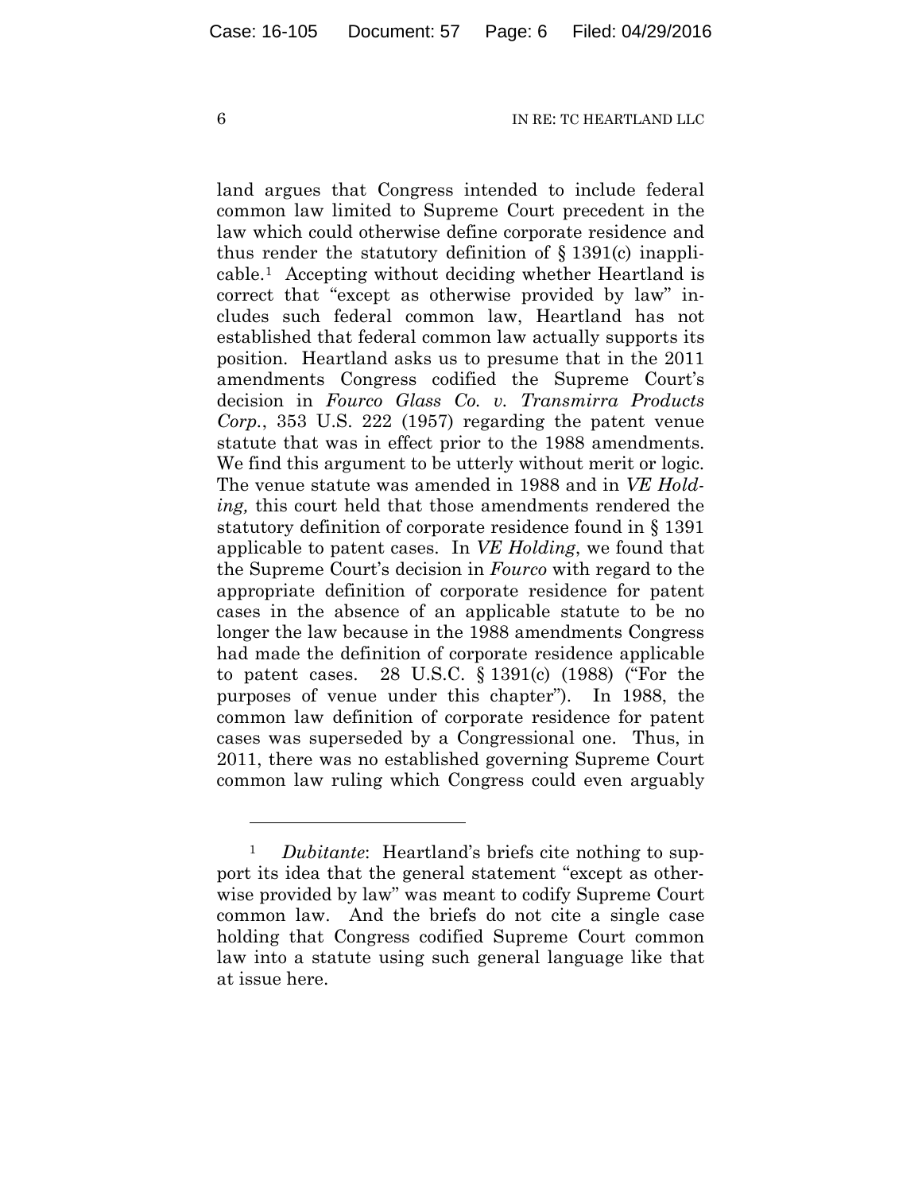land argues that Congress intended to include federal common law limited to Supreme Court precedent in the law which could otherwise define corporate residence and thus render the statutory definition of § 1391(c) inapplicable.[1] Accepting without deciding whether Heartland is correct that "except as otherwise provided by law" includes such federal common law, Heartland has not established that federal common law actually supports its position. Heartland asks us to presume that in the 2011 amendments Congress codified the Supreme Court's decision in *Fourco Glass Co. v. Transmirra Products Corp.*, 353 U.S. 222 (1957) regarding the patent venue statute that was in effect prior to the 1988 amendments. We find this argument to be utterly without merit or logic. The venue statute was amended in 1988 and in *VE Holding,* this court held that those amendments rendered the statutory definition of corporate residence found in § 1391 applicable to patent cases. In *VE Holding*, we found that the Supreme Court's decision in *Fourco* with regard to the appropriate definition of corporate residence for patent cases in the absence of an applicable statute to be no longer the law because in the 1988 amendments Congress had made the definition of corporate residence applicable to patent cases. 28 U.S.C. § 1391(c) (1988) ("For the purposes of venue under this chapter"). In 1988, the common law definition of corporate residence for patent cases was superseded by a Congressional one. Thus, in 2011, there was no established governing Supreme Court common law ruling which Congress could even arguably

---

[1] *Dubitante*: Heartland's briefs cite nothing to support its idea that the general statement "except as otherwise provided by law" was meant to codify Supreme Court common law. And the briefs do not cite a single case holding that Congress codified Supreme Court common law into a statute using such general language like that at issue here.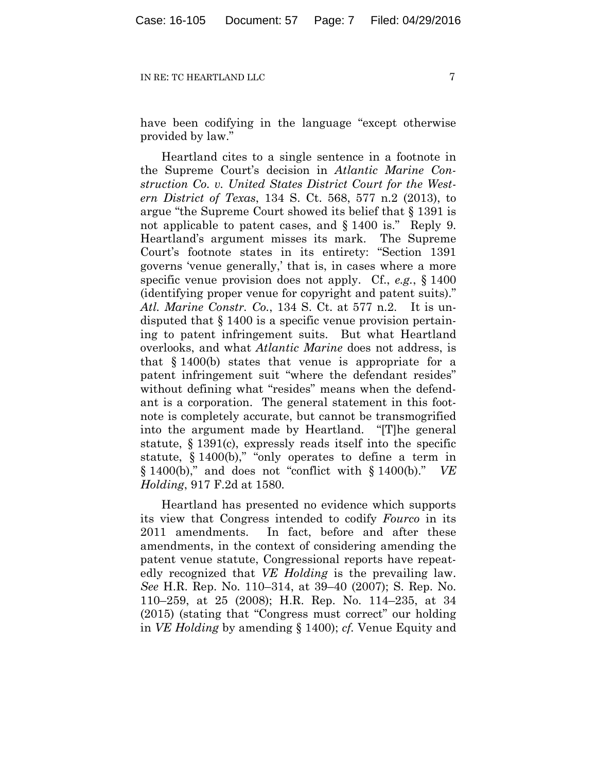have been codifying in the language "except otherwise provided by law."

Heartland cites to a single sentence in a footnote in the Supreme Court's decision in *Atlantic Marine Construction Co. v. United States District Court for the Western District of Texas*, 134 S. Ct. 568, 577 n.2 (2013), to argue "the Supreme Court showed its belief that § 1391 is not applicable to patent cases, and § 1400 is." Reply 9. Heartland's argument misses its mark. The Supreme Court's footnote states in its entirety: "Section 1391 governs 'venue generally,' that is, in cases where a more specific venue provision does not apply. Cf., *e.g.*, § 1400 (identifying proper venue for copyright and patent suits)." *Atl. Marine Constr. Co.*, 134 S. Ct. at 577 n.2. It is undisputed that § 1400 is a specific venue provision pertaining to patent infringement suits. But what Heartland overlooks, and what *Atlantic Marine* does not address, is that § 1400(b) states that venue is appropriate for a patent infringement suit "where the defendant resides" without defining what "resides" means when the defendant is a corporation. The general statement in this footnote is completely accurate, but cannot be transmogrified into the argument made by Heartland. "[T]he general statute, § 1391(c), expressly reads itself into the specific statute, § 1400(b)," "only operates to define a term in § 1400(b)," and does not "conflict with § 1400(b)." *VE Holding*, 917 F.2d at 1580.

Heartland has presented no evidence which supports its view that Congress intended to codify *Fourco* in its 2011 amendments. In fact, before and after these amendments, in the context of considering amending the patent venue statute, Congressional reports have repeatedly recognized that *VE Holding* is the prevailing law. *See* H.R. Rep. No. 110–314, at 39–40 (2007); S. Rep. No. 110–259, at 25 (2008); H.R. Rep. No. 114–235, at 34 (2015) (stating that "Congress must correct" our holding in *VE Holding* by amending § 1400); *cf.* Venue Equity and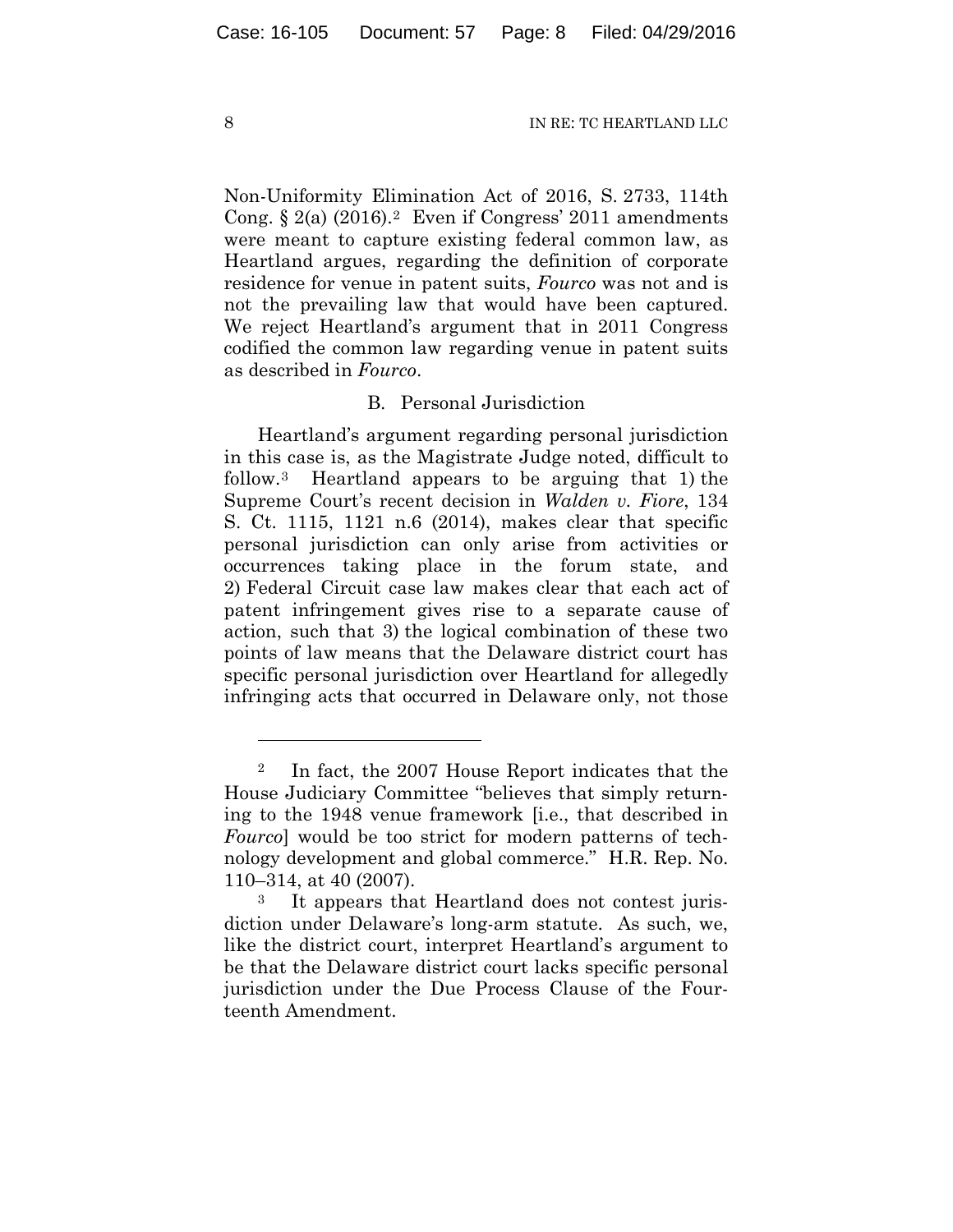Non-Uniformity Elimination Act of 2016, S. 2733, 114th Cong. § 2(a) (2016).[2] Even if Congress' 2011 amendments were meant to capture existing federal common law, as Heartland argues, regarding the definition of corporate residence for venue in patent suits, *Fourco* was not and is not the prevailing law that would have been captured. We reject Heartland's argument that in 2011 Congress codified the common law regarding venue in patent suits as described in *Fourco*.

B. Personal Jurisdiction

Heartland's argument regarding personal jurisdiction in this case is, as the Magistrate Judge noted, difficult to follow.[3] Heartland appears to be arguing that 1) the Supreme Court's recent decision in *Walden v. Fiore*, 134 S. Ct. 1115, 1121 n.6 (2014), makes clear that specific personal jurisdiction can only arise from activities or occurrences taking place in the forum state, and 2) Federal Circuit case law makes clear that each act of patent infringement gives rise to a separate cause of action, such that 3) the logical combination of these two points of law means that the Delaware district court has specific personal jurisdiction over Heartland for allegedly infringing acts that occurred in Delaware only, not those

---

[2] In fact, the 2007 House Report indicates that the House Judiciary Committee "believes that simply returning to the 1948 venue framework [i.e., that described in *Fourco*] would be too strict for modern patterns of technology development and global commerce." H.R. Rep. No. 110–314, at 40 (2007).

[3] It appears that Heartland does not contest jurisdiction under Delaware's long-arm statute. As such, we, like the district court, interpret Heartland's argument to be that the Delaware district court lacks specific personal jurisdiction under the Due Process Clause of the Fourteenth Amendment.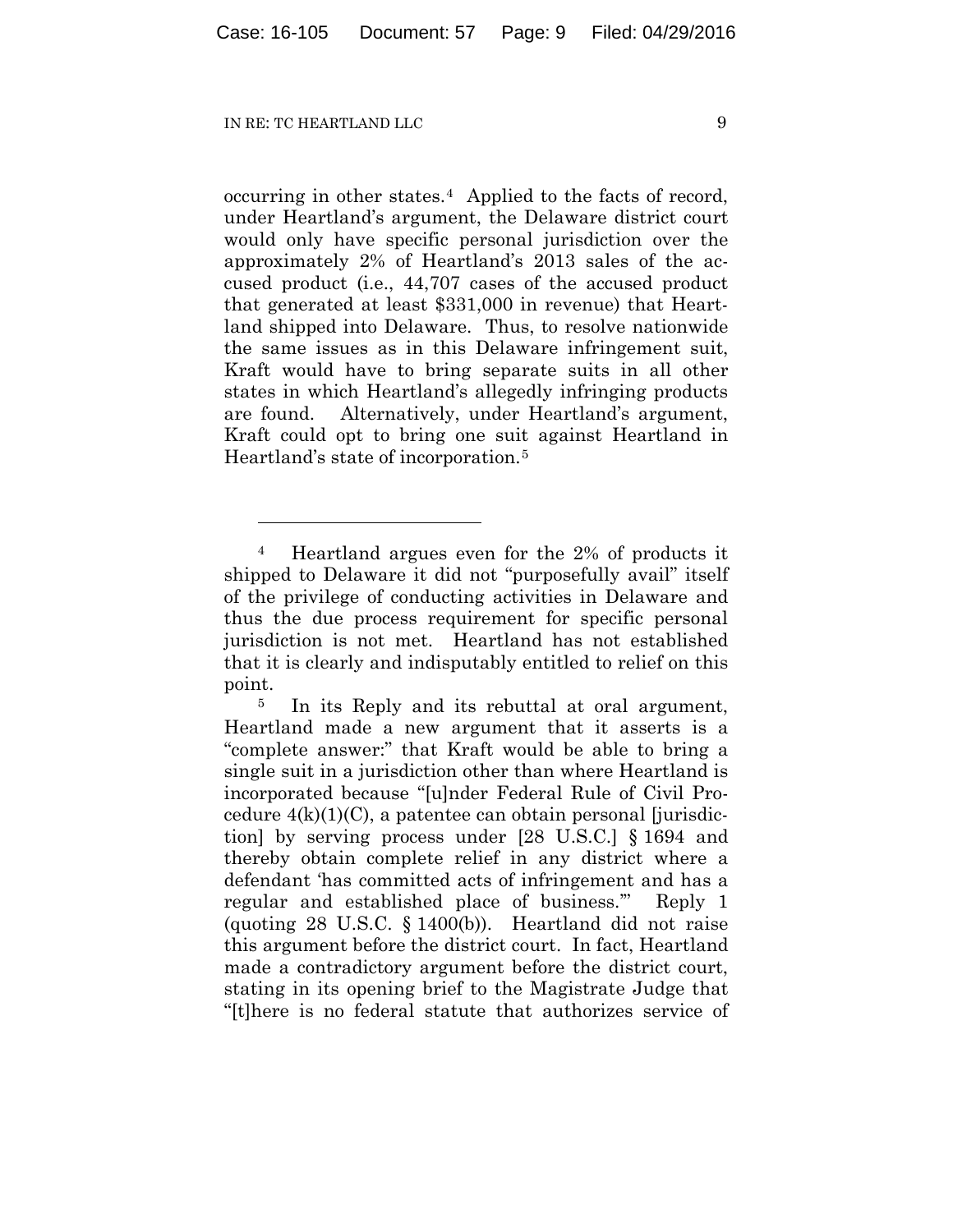occurring in other states.[4] Applied to the facts of record, under Heartland's argument, the Delaware district court would only have specific personal jurisdiction over the approximately 2% of Heartland's 2013 sales of the accused product (i.e., 44,707 cases of the accused product that generated at least $331,000 in revenue) that Heartland shipped into Delaware. Thus, to resolve nationwide the same issues as in this Delaware infringement suit, Kraft would have to bring separate suits in all other states in which Heartland's allegedly infringing products are found. Alternatively, under Heartland's argument, Kraft could opt to bring one suit against Heartland in Heartland's state of incorporation.[5]

---

[4] Heartland argues even for the 2% of products it shipped to Delaware it did not "purposefully avail" itself of the privilege of conducting activities in Delaware and thus the due process requirement for specific personal jurisdiction is not met. Heartland has not established that it is clearly and indisputably entitled to relief on this point.

[5] In its Reply and its rebuttal at oral argument, Heartland made a new argument that it asserts is a "complete answer:" that Kraft would be able to bring a single suit in a jurisdiction other than where Heartland is incorporated because "[u]nder Federal Rule of Civil Procedure 4(k)(1)(C), a patentee can obtain personal [jurisdiction] by serving process under [28 U.S.C.] § 1694 and thereby obtain complete relief in any district where a defendant 'has committed acts of infringement and has a regular and established place of business.'" Reply 1 (quoting 28 U.S.C. § 1400(b)). Heartland did not raise this argument before the district court. In fact, Heartland made a contradictory argument before the district court, stating in its opening brief to the Magistrate Judge that "[t]here is no federal statute that authorizes service of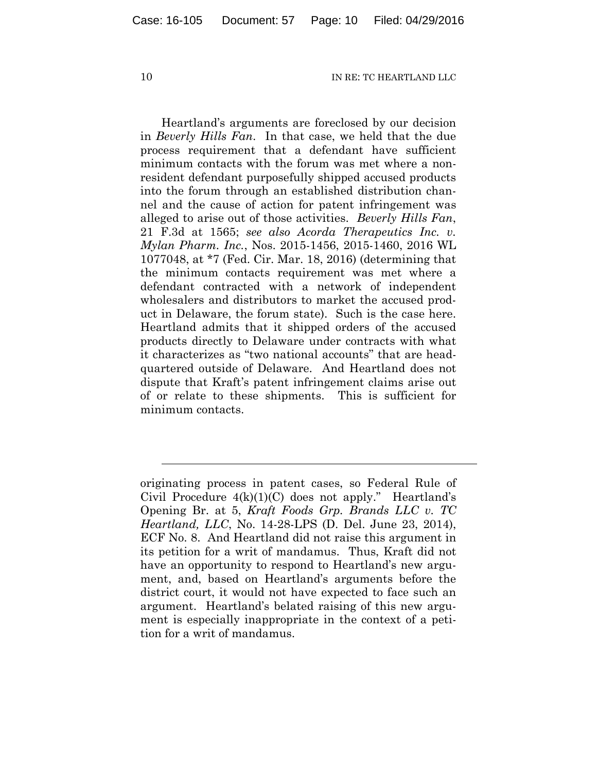Heartland's arguments are foreclosed by our decision in *Beverly Hills Fan*. In that case, we held that the due process requirement that a defendant have sufficient minimum contacts with the forum was met where a non-resident defendant purposefully shipped accused products into the forum through an established distribution channel and the cause of action for patent infringement was alleged to arise out of those activities. *Beverly Hills Fan*, 21 F.3d at 1565; *see also Acorda Therapeutics Inc. v. Mylan Pharm. Inc.*, Nos. 2015-1456, 2015-1460, 2016 WL 1077048, at *7 (Fed. Cir. Mar. 18, 2016) (determining that the minimum contacts requirement was met where a defendant contracted with a network of independent wholesalers and distributors to market the accused product in Delaware, the forum state). Such is the case here. Heartland admits that it shipped orders of the accused products directly to Delaware under contracts with what it characterizes as "two national accounts" that are headquartered outside of Delaware. And Heartland does not dispute that Kraft's patent infringement claims arise out of or relate to these shipments. This is sufficient for minimum contacts.

---

originating process in patent cases, so Federal Rule of Civil Procedure 4(k)(1)(C) does not apply." Heartland's Opening Br. at 5, *Kraft Foods Grp. Brands LLC v. TC Heartland, LLC*, No. 14-28-LPS (D. Del. June 23, 2014), ECF No. 8. And Heartland did not raise this argument in its petition for a writ of mandamus. Thus, Kraft did not have an opportunity to respond to Heartland's new argument, and, based on Heartland's arguments before the district court, it would not have expected to face such an argument. Heartland's belated raising of this new argument is especially inappropriate in the context of a petition for a writ of mandamus.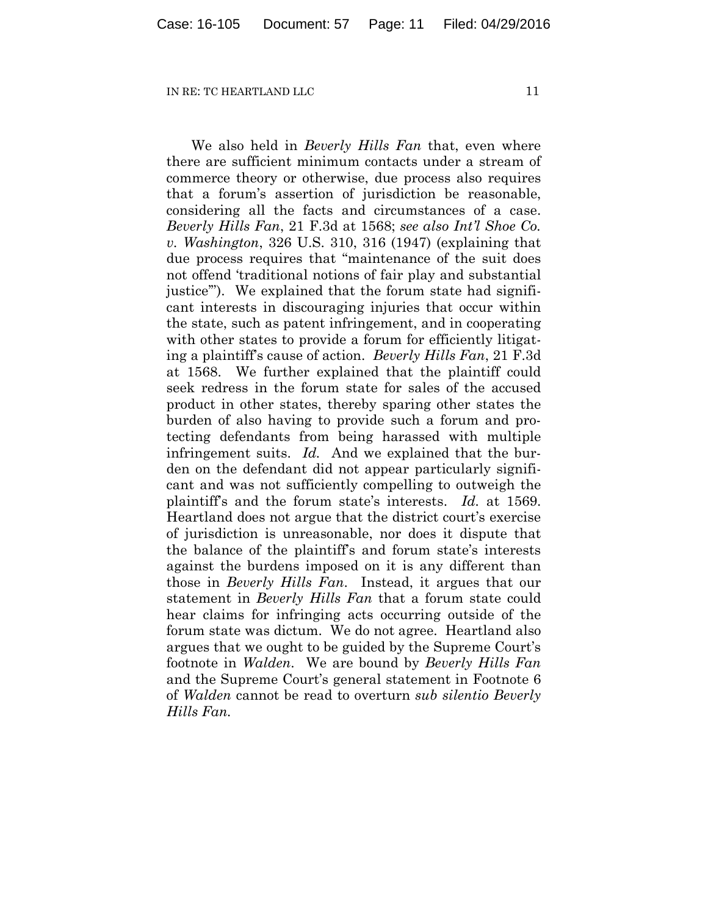We also held in *Beverly Hills Fan* that, even where there are sufficient minimum contacts under a stream of commerce theory or otherwise, due process also requires that a forum's assertion of jurisdiction be reasonable, considering all the facts and circumstances of a case. *Beverly Hills Fan*, 21 F.3d at 1568; *see also Int'l Shoe Co. v. Washington*, 326 U.S. 310, 316 (1947) (explaining that due process requires that "maintenance of the suit does not offend 'traditional notions of fair play and substantial justice'"). We explained that the forum state had significant interests in discouraging injuries that occur within the state, such as patent infringement, and in cooperating with other states to provide a forum for efficiently litigating a plaintiff's cause of action. *Beverly Hills Fan*, 21 F.3d at 1568. We further explained that the plaintiff could seek redress in the forum state for sales of the accused product in other states, thereby sparing other states the burden of also having to provide such a forum and protecting defendants from being harassed with multiple infringement suits. *Id.* And we explained that the burden on the defendant did not appear particularly significant and was not sufficiently compelling to outweigh the plaintiff's and the forum state's interests. *Id.* at 1569. Heartland does not argue that the district court's exercise of jurisdiction is unreasonable, nor does it dispute that the balance of the plaintiff's and forum state's interests against the burdens imposed on it is any different than those in *Beverly Hills Fan*. Instead, it argues that our statement in *Beverly Hills Fan* that a forum state could hear claims for infringing acts occurring outside of the forum state was dictum. We do not agree. Heartland also argues that we ought to be guided by the Supreme Court's footnote in *Walden*. We are bound by *Beverly Hills Fan* and the Supreme Court's general statement in Footnote 6 of *Walden* cannot be read to overturn *sub silentio Beverly Hills Fan*.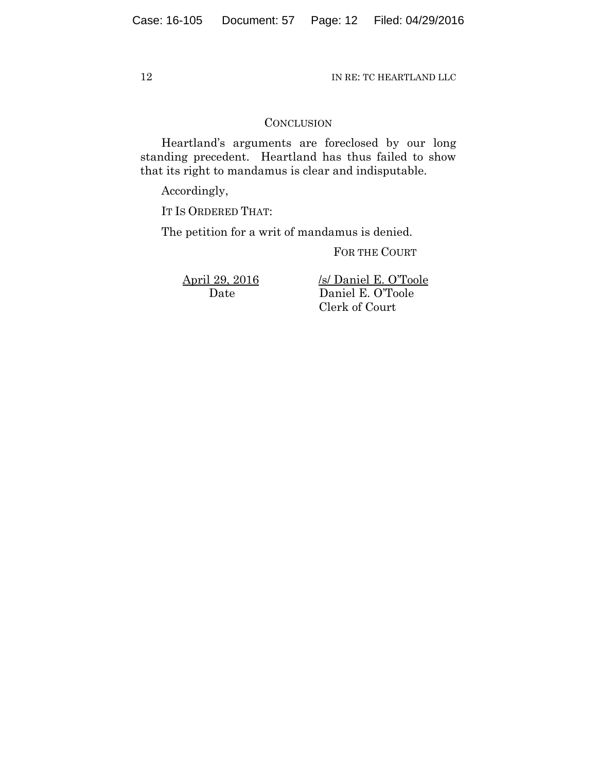## CONCLUSION

Heartland's arguments are foreclosed by our long standing precedent. Heartland has thus failed to show that its right to mandamus is clear and indisputable.

Accordingly,

IT IS ORDERED THAT:

The petition for a writ of mandamus is denied.

FOR THE COURT

April 29, 2016
Date

/s/ Daniel E. O'Toole
Daniel E. O'Toole
Clerk of Court